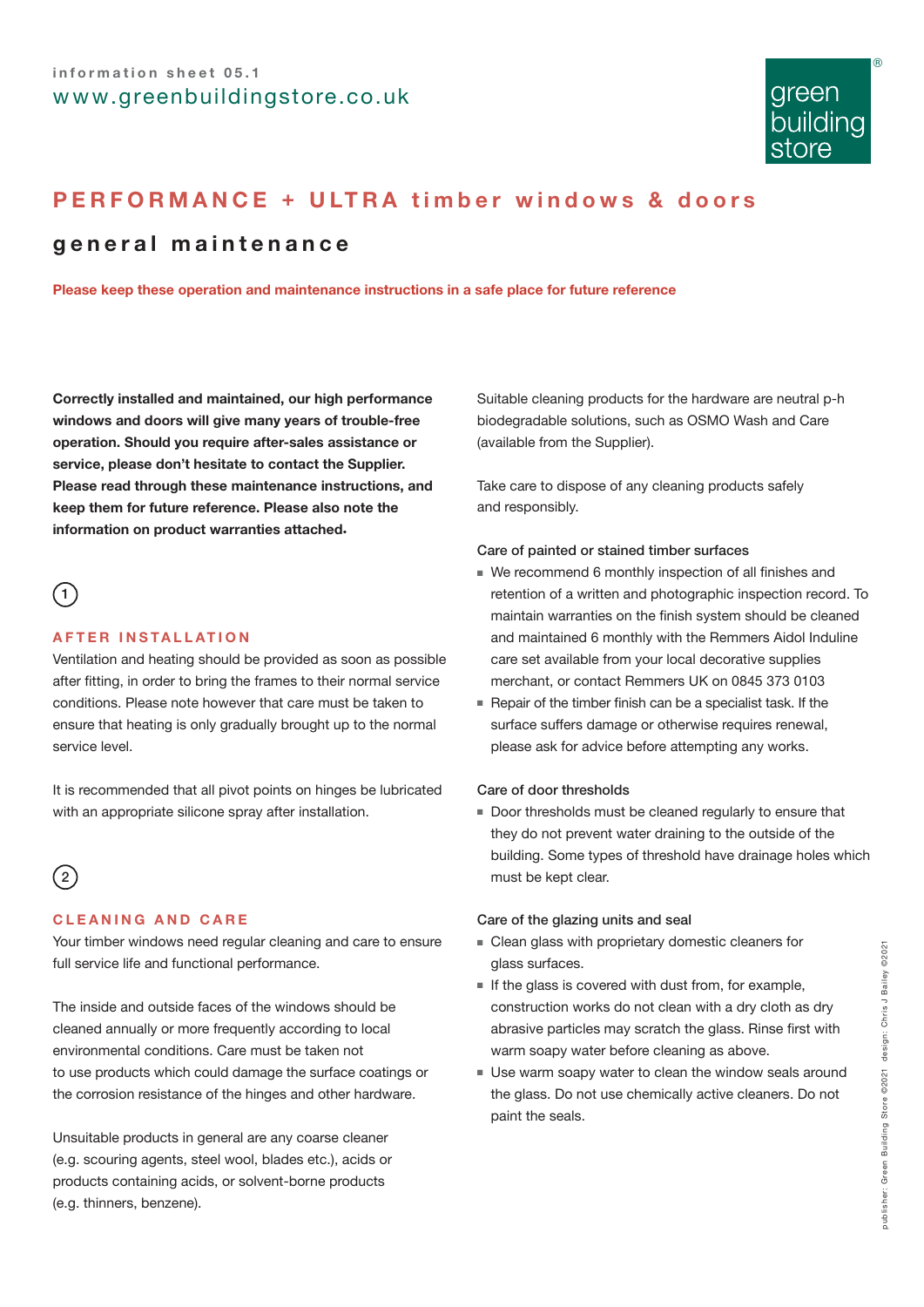information sheet 05.1

www.greenbuildingstore.co.uk

# PERFORMANCE + ULTRA timber windows & doors

## general maintenance

**Please keep these operation and maintenance instructions in a safe place for future reference**

**Correctly installed and maintained, our high performance windows and doors will give many years of trouble-free operation. Should you require after-sales assistance or service, please don't hesitate to contact the Supplier. Please read through these maintenance instructions, and keep them for future reference. Please also note the information on product warranties attached.**

### 1 AFTER INSTALLATION

Ventilation and heating should be provided as soon as possible after fitting, in order to bring the frames to their normal service conditions. Please note however that care must be taken to ensure that heating is only gradually brought up to the normal service level.

It is recommended that all pivot points on hinges be lubricated with an appropriate silicone spray after installation.

### 2 CLEANING AND CARE

Your timber windows need regular cleaning and care to ensure full service life and functional performance.

The inside and outside faces of the windows should be cleaned annually or more frequently according to local environmental conditions. Care must be taken not to use products which could damage the surface coatings or the corrosion resistance of the hinges and other hardware.

Unsuitable products in general are any coarse cleaner (e.g. scouring agents, steel wool, blades etc.), acids or products containing acids, or solvent-borne products (e.g. thinners, benzene).

Suitable cleaning products for the hardware are neutral p-h biodegradable solutions, such as OSMO Wash and Care (available from the Supplier).

Take care to dispose of any cleaning products safely and responsibly.

#### Care of painted or stained timber surfaces

- We recommend 6 monthly inspection of all finishes and retention of a written and photographic inspection record. To maintain warranties on the finish system should be cleaned and maintained 6 monthly with the Remmers Aidol Induline care set available from your local decorative supplies merchant, or contact Remmers UK on 0845 373 0103
- Repair of the timber finish can be a specialist task. If the surface suffers damage or otherwise requires renewal, please ask for advice before attempting any works.

#### Care of door thresholds

- Door thresholds must be cleaned regularly to ensure that they do not prevent water draining to the outside of the building. Some types of threshold have drainage holes which must be kept clear.

#### Care of the glazing units and seal

- Clean glass with proprietary domestic cleaners for glass surfaces.
- If the glass is covered with dust from, for example, construction works do not clean with a dry cloth as dry abrasive particles may scratch the glass. Rinse first with warm soapy water before cleaning as above.
- Use warm soapy water to clean the window seals around the glass. Do not use chemically active cleaners. Do not paint the seals.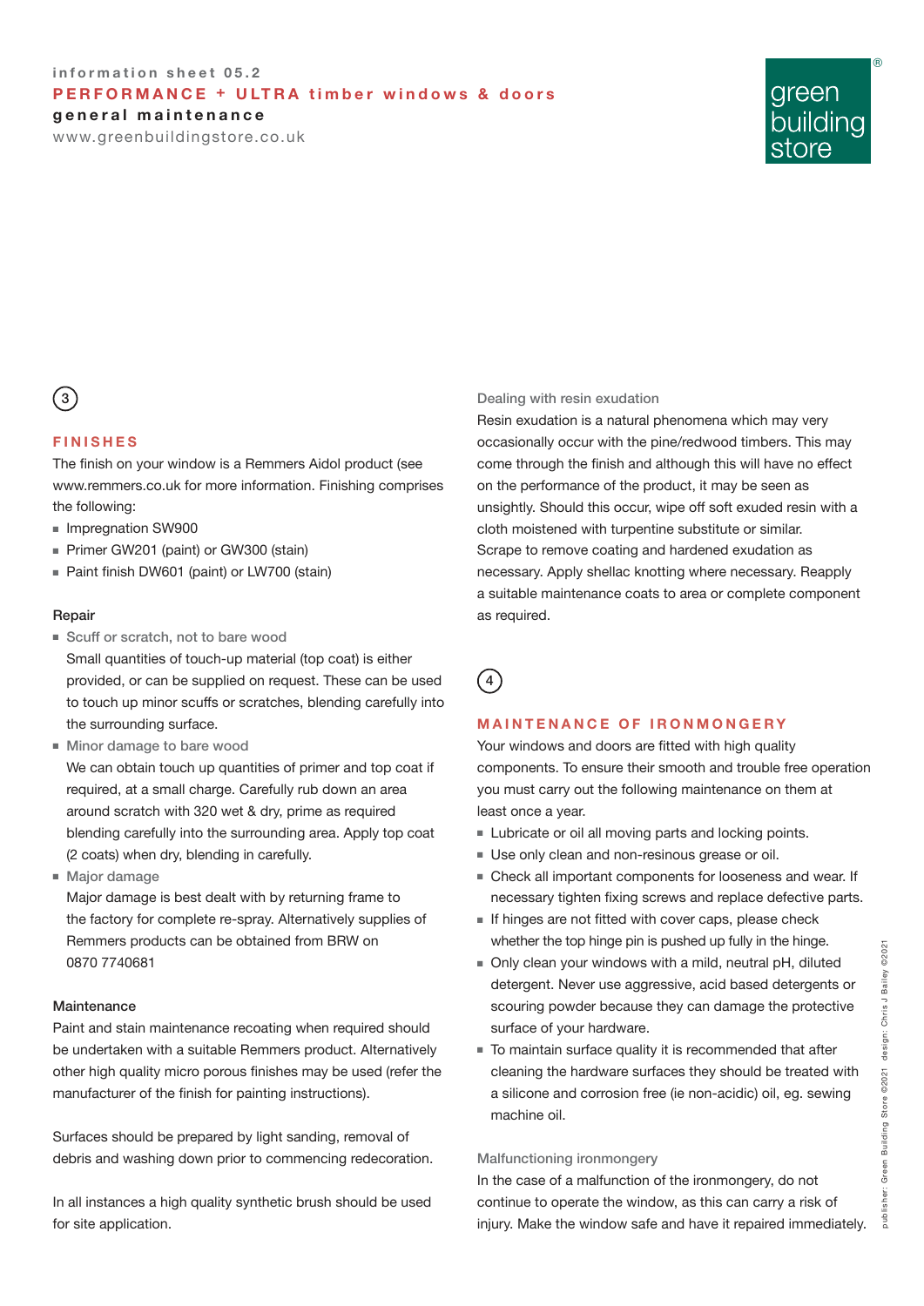## 3

## FINISHES

The finish on your window is a Remmers Aidol product (see www.remmers.co.uk for more information. Finishing comprises the following:

- Impregnation SW900
- Primer GW201 (paint) or GW300 (stain)
- Paint finish DW601 (paint) or LW700 (stain)

### Repair

- Scuff or scratch, not to bare wood

  Small quantities of touch-up material (top coat) is either provided, or can be supplied on request. These can be used to touch up minor scuffs or scratches, blending carefully into the surrounding surface.
- Minor damage to bare wood

  We can obtain touch up quantities of primer and top coat if required, at a small charge. Carefully rub down an area around scratch with 320 wet & dry, prime as required blending carefully into the surrounding area. Apply top coat (2 coats) when dry, blending in carefully.
- Major damage

  Major damage is best dealt with by returning frame to the factory for complete re-spray. Alternatively supplies of Remmers products can be obtained from BRW on 0870 7740681

### Maintenance

Paint and stain maintenance recoating when required should be undertaken with a suitable Remmers product. Alternatively other high quality micro porous finishes may be used (refer the manufacturer of the finish for painting instructions).

Surfaces should be prepared by light sanding, removal of debris and washing down prior to commencing redecoration.

In all instances a high quality synthetic brush should be used for site application.

### Dealing with resin exudation

Resin exudation is a natural phenomena which may very occasionally occur with the pine/redwood timbers. This may come through the finish and although this will have no effect on the performance of the product, it may be seen as unsightly. Should this occur, wipe off soft exuded resin with a cloth moistened with turpentine substitute or similar. Scrape to remove coating and hardened exudation as necessary. Apply shellac knotting where necessary. Reapply a suitable maintenance coats to area or complete component as required.

## 4

## MAINTENANCE OF IRONMONGERY

Your windows and doors are fitted with high quality components. To ensure their smooth and trouble free operation you must carry out the following maintenance on them at least once a year.

- Lubricate or oil all moving parts and locking points.
- Use only clean and non-resinous grease or oil.
- Check all important components for looseness and wear. If necessary tighten fixing screws and replace defective parts.
- If hinges are not fitted with cover caps, please check whether the top hinge pin is pushed up fully in the hinge.
- Only clean your windows with a mild, neutral pH, diluted detergent. Never use aggressive, acid based detergents or scouring powder because they can damage the protective surface of your hardware.
- To maintain surface quality it is recommended that after cleaning the hardware surfaces they should be treated with a silicone and corrosion free (ie non-acidic) oil, eg. sewing machine oil.

### Malfunctioning ironmongery

In the case of a malfunction of the ironmongery, do not continue to operate the window, as this can carry a risk of injury. Make the window safe and have it repaired immediately.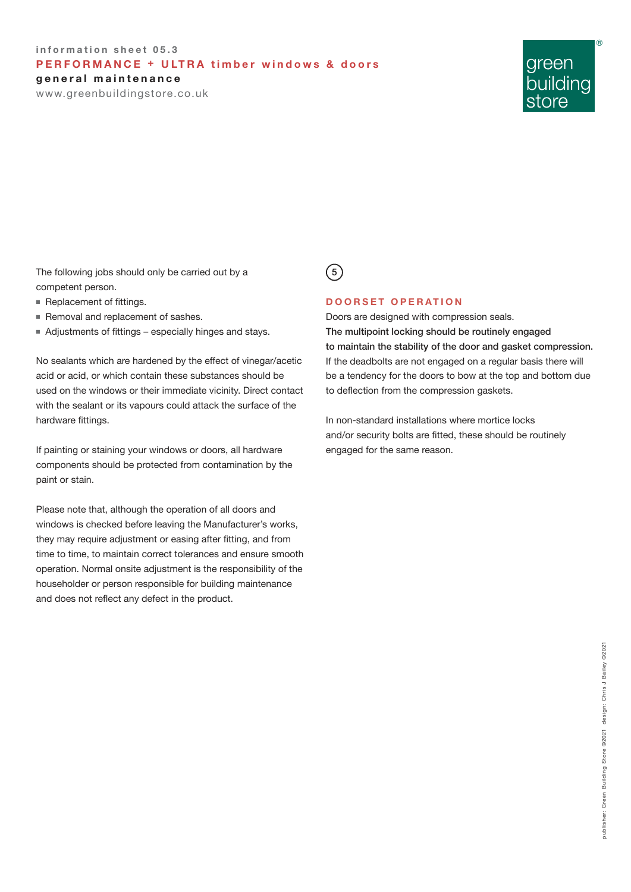The following jobs should only be carried out by a competent person.

- Replacement of fittings.
- Removal and replacement of sashes.
- Adjustments of fittings – especially hinges and stays.

No sealants which are hardened by the effect of vinegar/acetic acid or acid, or which contain these substances should be used on the windows or their immediate vicinity. Direct contact with the sealant or its vapours could attack the surface of the hardware fittings.

If painting or staining your windows or doors, all hardware components should be protected from contamination by the paint or stain.

Please note that, although the operation of all doors and windows is checked before leaving the Manufacturer's works, they may require adjustment or easing after fitting, and from time to time, to maintain correct tolerances and ensure smooth operation. Normal onsite adjustment is the responsibility of the householder or person responsible for building maintenance and does not reflect any defect in the product.

5

## DOORSET OPERATION

Doors are designed with compression seals. **The multipoint locking should be routinely engaged to maintain the stability of the door and gasket compression.** If the deadbolts are not engaged on a regular basis there will be a tendency for the doors to bow at the top and bottom due to deflection from the compression gaskets.

In non-standard installations where mortice locks and/or security bolts are fitted, these should be routinely engaged for the same reason.